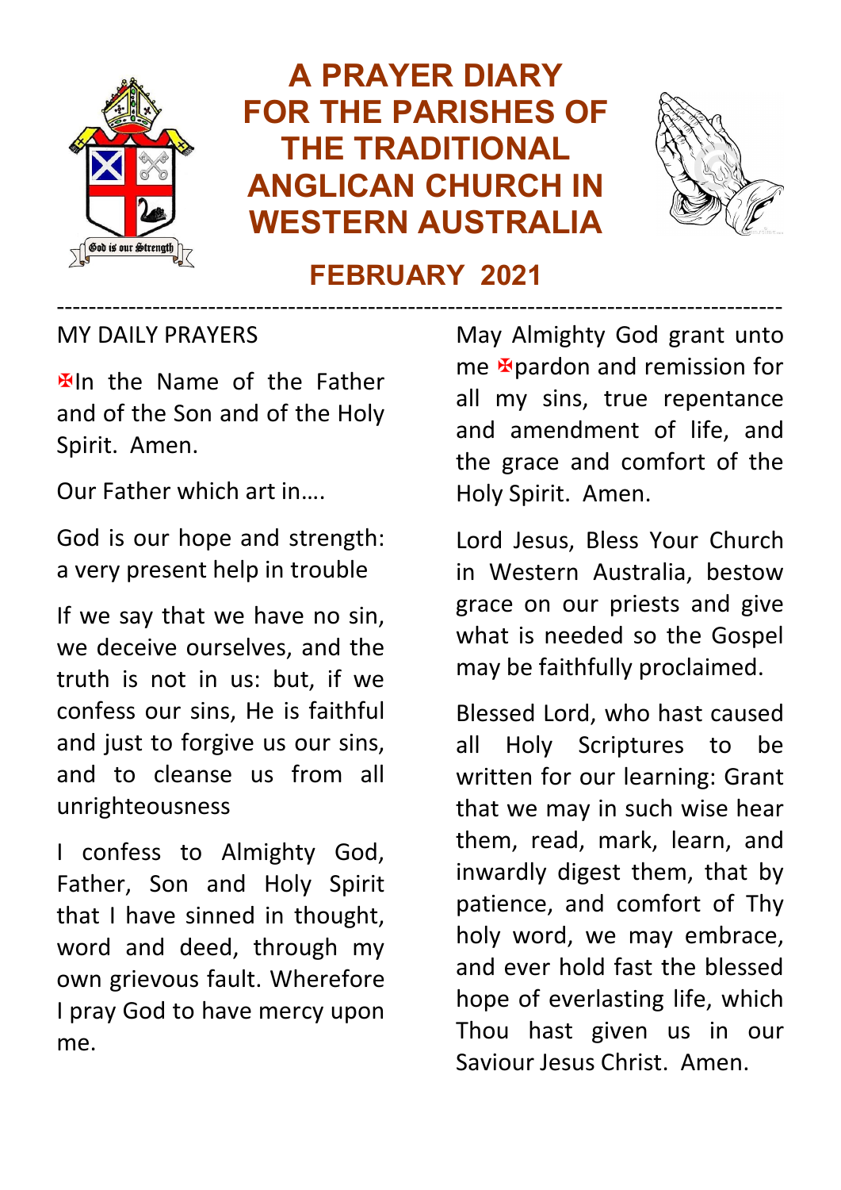# A PRAYER DIARY FOR THE PARISHES OF THE TRADITIONAL ANGLICAN CHURCH IN WESTERN AUSTRALIA

God is our Strength

## FEBRUARY 2021

---

MY DAILY PRAYERS

✠In the Name of the Father and of the Son and of the Holy Spirit. Amen.

Our Father which art in….

God is our hope and strength: a very present help in trouble

If we say that we have no sin, we deceive ourselves, and the truth is not in us: but, if we confess our sins, He is faithful and just to forgive us our sins, and to cleanse us from all unrighteousness

I confess to Almighty God, Father, Son and Holy Spirit that I have sinned in thought, word and deed, through my own grievous fault. Wherefore I pray God to have mercy upon me.

May Almighty God grant unto me ✠pardon and remission for all my sins, true repentance and amendment of life, and the grace and comfort of the Holy Spirit. Amen.

Lord Jesus, Bless Your Church in Western Australia, bestow grace on our priests and give what is needed so the Gospel may be faithfully proclaimed.

Blessed Lord, who hast caused all Holy Scriptures to be written for our learning: Grant that we may in such wise hear them, read, mark, learn, and inwardly digest them, that by patience, and comfort of Thy holy word, we may embrace, and ever hold fast the blessed hope of everlasting life, which Thou hast given us in our Saviour Jesus Christ. Amen.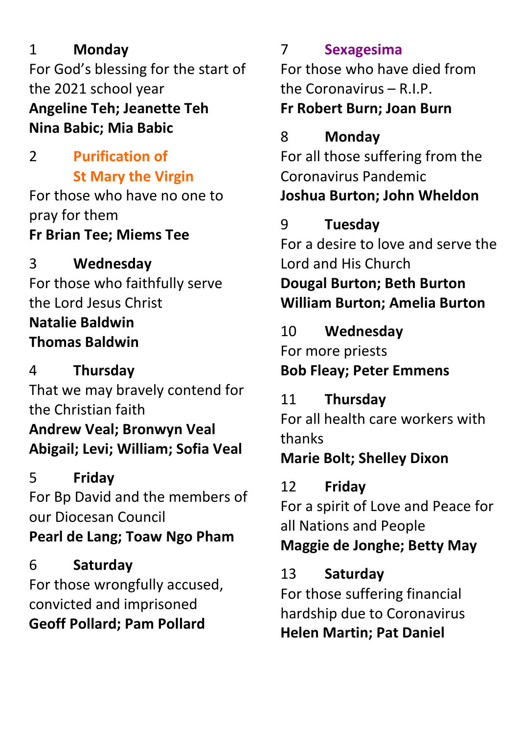1 **Monday**
For God's blessing for the start of the 2021 school year
**Angeline Teh; Jeanette Teh**
**Nina Babic; Mia Babic**

2 **Purification of St Mary the Virgin**
For those who have no one to pray for them
**Fr Brian Tee; Miems Tee**

3 **Wednesday**
For those who faithfully serve the Lord Jesus Christ
**Natalie Baldwin**
**Thomas Baldwin**

4 **Thursday**
That we may bravely contend for the Christian faith
**Andrew Veal; Bronwyn Veal**
**Abigail; Levi; William; Sofia Veal**

5 **Friday**
For Bp David and the members of our Diocesan Council
**Pearl de Lang; Toaw Ngo Pham**

6 **Saturday**
For those wrongfully accused, convicted and imprisoned
**Geoff Pollard; Pam Pollard**

7 **Sexagesima**
For those who have died from the Coronavirus – R.I.P.
**Fr Robert Burn; Joan Burn**

8 **Monday**
For all those suffering from the Coronavirus Pandemic
**Joshua Burton; John Wheldon**

9 **Tuesday**
For a desire to love and serve the Lord and His Church
**Dougal Burton; Beth Burton**
**William Burton; Amelia Burton**

10 **Wednesday**
For more priests
**Bob Fleay; Peter Emmens**

11 **Thursday**
For all health care workers with thanks
**Marie Bolt; Shelley Dixon**

12 **Friday**
For a spirit of Love and Peace for all Nations and People
**Maggie de Jonghe; Betty May**

13 **Saturday**
For those suffering financial hardship due to Coronavirus
**Helen Martin; Pat Daniel**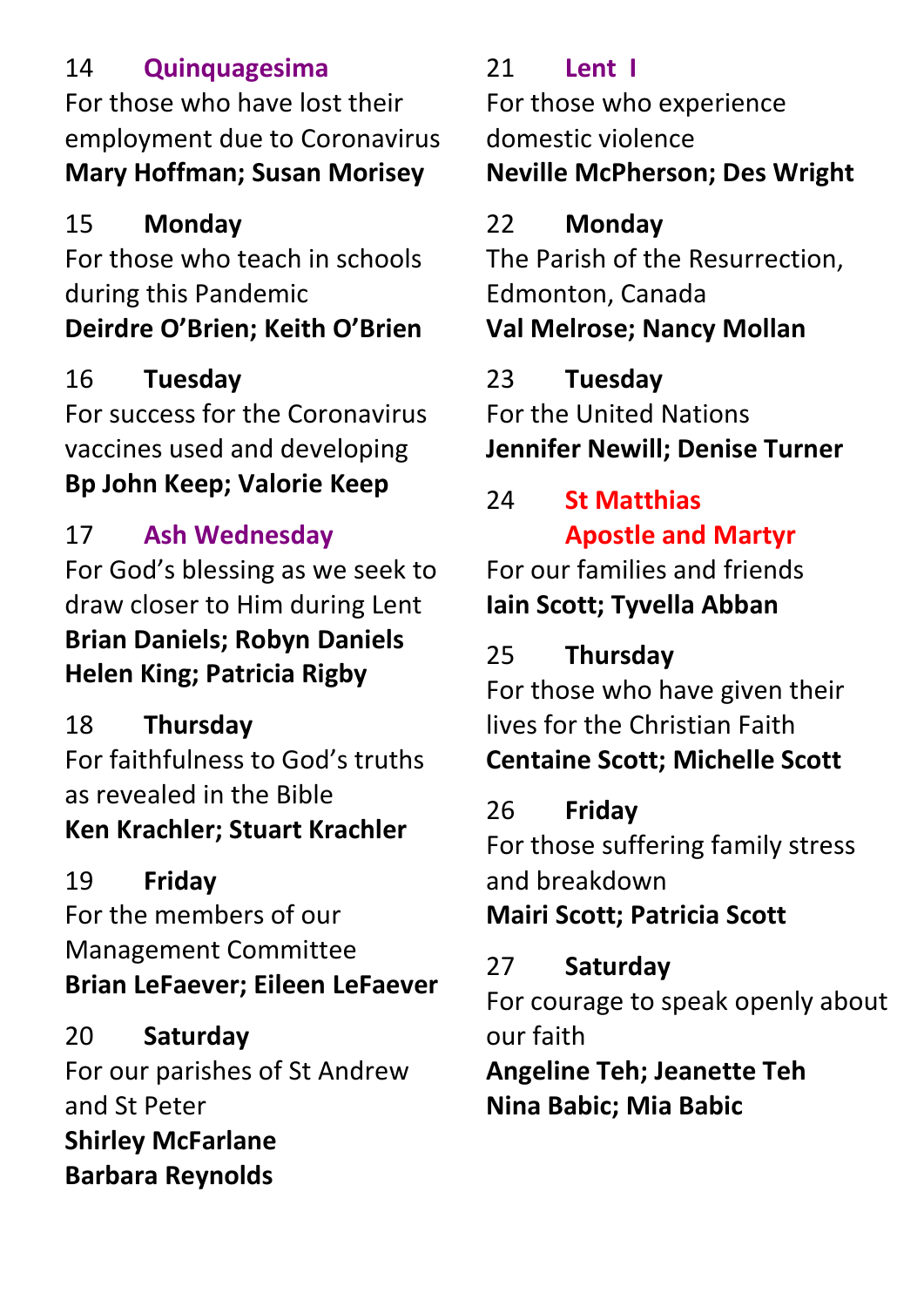14 **Quinquagesima**
For those who have lost their employment due to Coronavirus
**Mary Hoffman; Susan Morisey**

15 **Monday**
For those who teach in schools during this Pandemic
**Deirdre O'Brien; Keith O'Brien**

16 **Tuesday**
For success for the Coronavirus vaccines used and developing
**Bp John Keep; Valorie Keep**

17 **Ash Wednesday**
For God's blessing as we seek to draw closer to Him during Lent
**Brian Daniels; Robyn Daniels**
**Helen King; Patricia Rigby**

18 **Thursday**
For faithfulness to God's truths as revealed in the Bible
**Ken Krachler; Stuart Krachler**

19 **Friday**
For the members of our Management Committee
**Brian LeFaever; Eileen LeFaever**

20 **Saturday**
For our parishes of St Andrew and St Peter
**Shirley McFarlane**
**Barbara Reynolds**

21 **Lent I**
For those who experience domestic violence
**Neville McPherson; Des Wright**

22 **Monday**
The Parish of the Resurrection, Edmonton, Canada
**Val Melrose; Nancy Mollan**

23 **Tuesday**
For the United Nations
**Jennifer Newill; Denise Turner**

24 **St Matthias**
**Apostle and Martyr**
For our families and friends
**Iain Scott; Tyvella Abban**

25 **Thursday**
For those who have given their lives for the Christian Faith
**Centaine Scott; Michelle Scott**

26 **Friday**
For those suffering family stress and breakdown
**Mairi Scott; Patricia Scott**

27 **Saturday**
For courage to speak openly about our faith
**Angeline Teh; Jeanette Teh**
**Nina Babic; Mia Babic**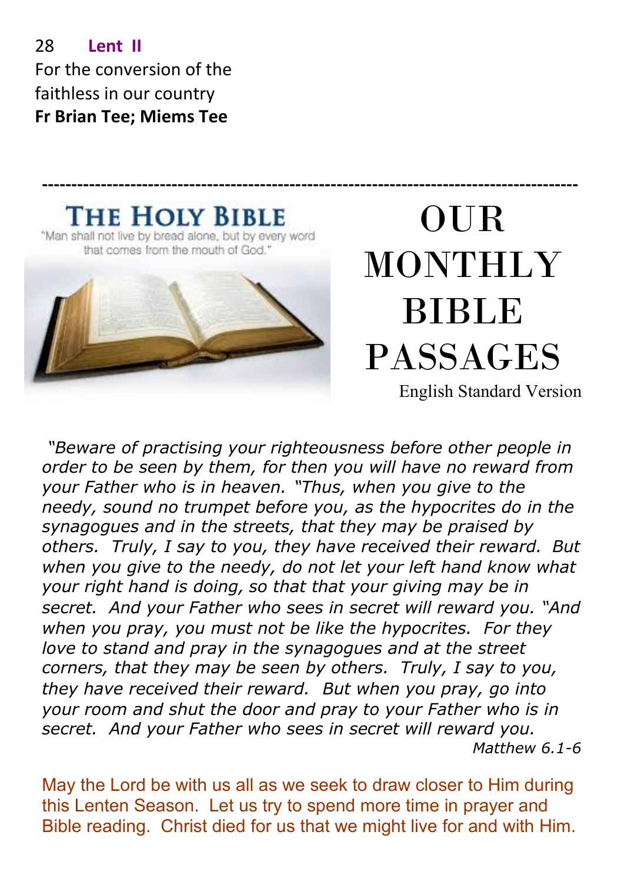28 **Lent II**
For the conversion of the faithless in our country
**Fr Brian Tee; Miems Tee**

---

THE HOLY BIBLE
"Man shall not live by bread alone, but by every word that comes from the mouth of God."

# OUR MONTHLY BIBLE PASSAGES

English Standard Version

*"Beware of practising your righteousness before other people in order to be seen by them, for then you will have no reward from your Father who is in heaven. "Thus, when you give to the needy, sound no trumpet before you, as the hypocrites do in the synagogues and in the streets, that they may be praised by others. Truly, I say to you, they have received their reward. But when you give to the needy, do not let your left hand know what your right hand is doing, so that that your giving may be in secret. And your Father who sees in secret will reward you. "And when you pray, you must not be like the hypocrites. For they love to stand and pray in the synagogues and at the street corners, that they may be seen by others. Truly, I say to you, they have received their reward. But when you pray, go into your room and shut the door and pray to your Father who is in secret. And your Father who sees in secret will reward you.*

*Matthew 6.1-6*

May the Lord be with us all as we seek to draw closer to Him during this Lenten Season. Let us try to spend more time in prayer and Bible reading. Christ died for us that we might live for and with Him.